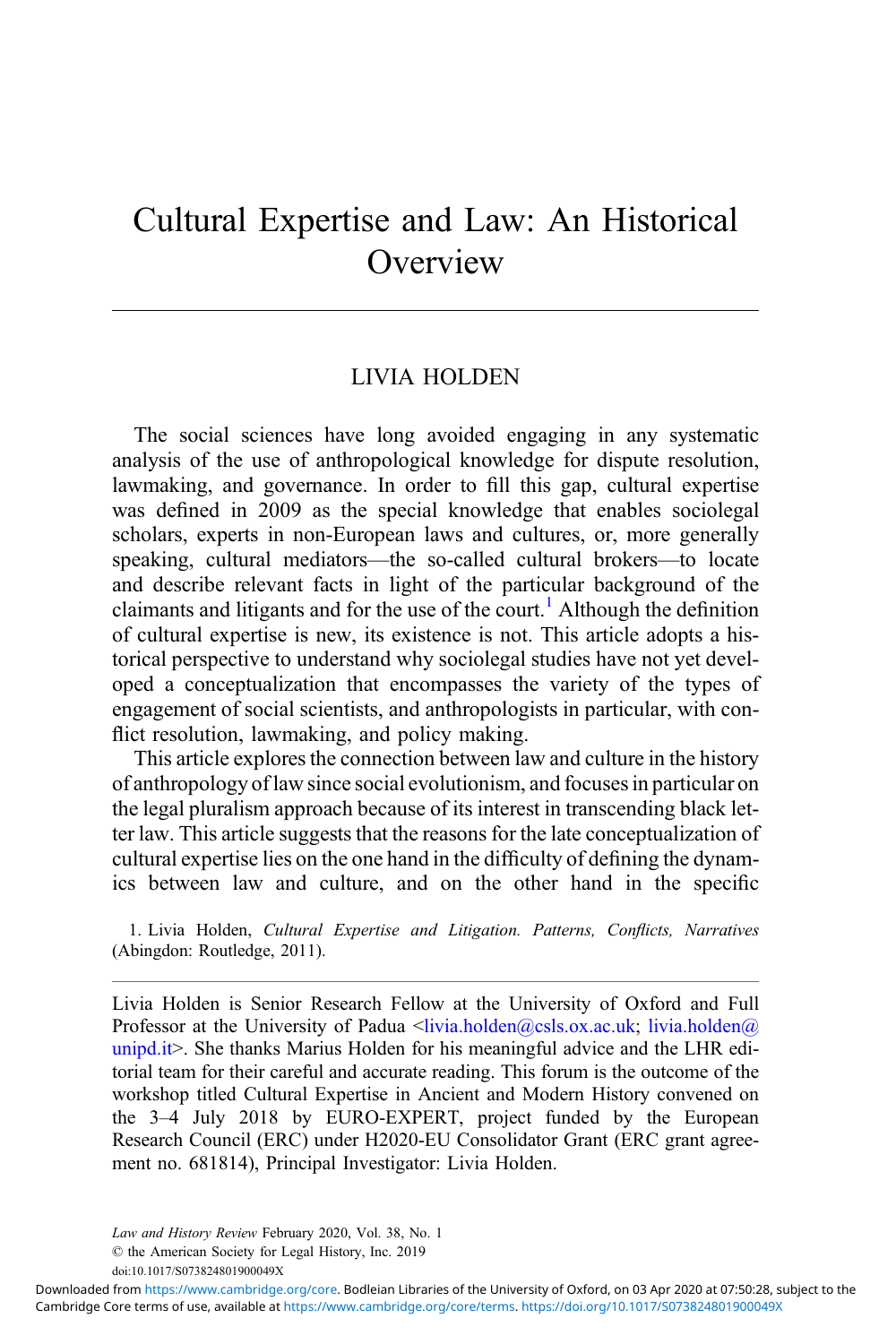# Cultural Expertise and Law: An Historical Overview

LIVIA HOLDEN

The social sciences have long avoided engaging in any systematic analysis of the use of anthropological knowledge for dispute resolution, lawmaking, and governance. In order to fill this gap, cultural expertise was defined in 2009 as the special knowledge that enables sociolegal scholars, experts in non-European laws and cultures, or, more generally speaking, cultural mediators—the so-called cultural brokers—to locate and describe relevant facts in light of the particular background of the claimants and litigants and for the use of the court.[1] Although the definition of cultural expertise is new, its existence is not. This article adopts a historical perspective to understand why sociolegal studies have not yet developed a conceptualization that encompasses the variety of the types of engagement of social scientists, and anthropologists in particular, with conflict resolution, lawmaking, and policy making.

This article explores the connection between law and culture in the history of anthropology of law since social evolutionism, and focuses in particular on the legal pluralism approach because of its interest in transcending black letter law. This article suggests that the reasons for the late conceptualization of cultural expertise lies on the one hand in the difficulty of defining the dynamics between law and culture, and on the other hand in the specific

1. Livia Holden, *Cultural Expertise and Litigation. Patterns, Conflicts, Narratives* (Abingdon: Routledge, 2011).

---

Livia Holden is Senior Research Fellow at the University of Oxford and Full Professor at the University of Padua <livia.holden@csls.ox.ac.uk; livia.holden@unipd.it>. She thanks Marius Holden for his meaningful advice and the LHR editorial team for their careful and accurate reading. This forum is the outcome of the workshop titled Cultural Expertise in Ancient and Modern History convened on the 3–4 July 2018 by EURO-EXPERT, project funded by the European Research Council (ERC) under H2020-EU Consolidator Grant (ERC grant agreement no. 681814), Principal Investigator: Livia Holden.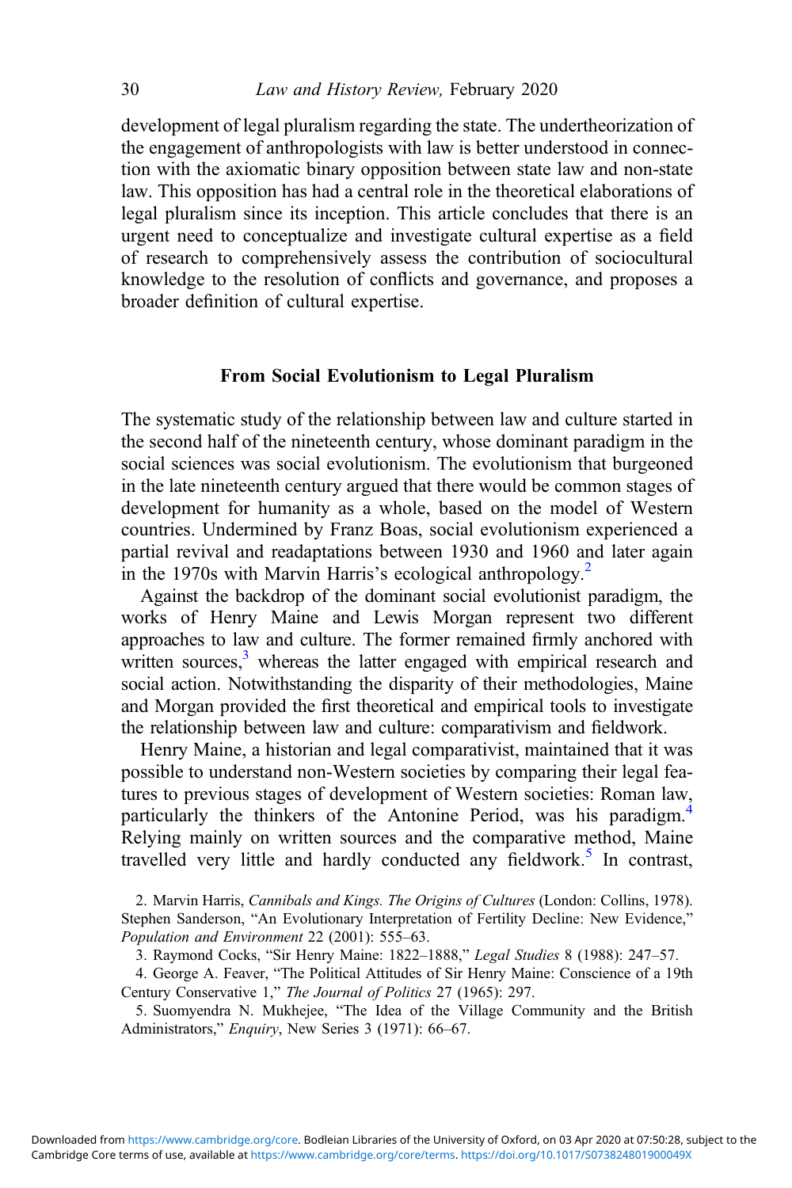development of legal pluralism regarding the state. The undertheorization of the engagement of anthropologists with law is better understood in connection with the axiomatic binary opposition between state law and non-state law. This opposition has had a central role in the theoretical elaborations of legal pluralism since its inception. This article concludes that there is an urgent need to conceptualize and investigate cultural expertise as a field of research to comprehensively assess the contribution of sociocultural knowledge to the resolution of conflicts and governance, and proposes a broader definition of cultural expertise.

## From Social Evolutionism to Legal Pluralism

The systematic study of the relationship between law and culture started in the second half of the nineteenth century, whose dominant paradigm in the social sciences was social evolutionism. The evolutionism that burgeoned in the late nineteenth century argued that there would be common stages of development for humanity as a whole, based on the model of Western countries. Undermined by Franz Boas, social evolutionism experienced a partial revival and readaptations between 1930 and 1960 and later again in the 1970s with Marvin Harris's ecological anthropology.[2]

Against the backdrop of the dominant social evolutionist paradigm, the works of Henry Maine and Lewis Morgan represent two different approaches to law and culture. The former remained firmly anchored with written sources,[3] whereas the latter engaged with empirical research and social action. Notwithstanding the disparity of their methodologies, Maine and Morgan provided the first theoretical and empirical tools to investigate the relationship between law and culture: comparativism and fieldwork.

Henry Maine, a historian and legal comparativist, maintained that it was possible to understand non-Western societies by comparing their legal features to previous stages of development of Western societies: Roman law, particularly the thinkers of the Antonine Period, was his paradigm.[4] Relying mainly on written sources and the comparative method, Maine travelled very little and hardly conducted any fieldwork.[5] In contrast,

2. Marvin Harris, *Cannibals and Kings. The Origins of Cultures* (London: Collins, 1978). Stephen Sanderson, "An Evolutionary Interpretation of Fertility Decline: New Evidence," *Population and Environment* 22 (2001): 555–63.

3. Raymond Cocks, "Sir Henry Maine: 1822–1888," *Legal Studies* 8 (1988): 247–57.

4. George A. Feaver, "The Political Attitudes of Sir Henry Maine: Conscience of a 19th Century Conservative 1," *The Journal of Politics* 27 (1965): 297.

5. Suomyendra N. Mukhejee, "The Idea of the Village Community and the British Administrators," *Enquiry*, New Series 3 (1971): 66–67.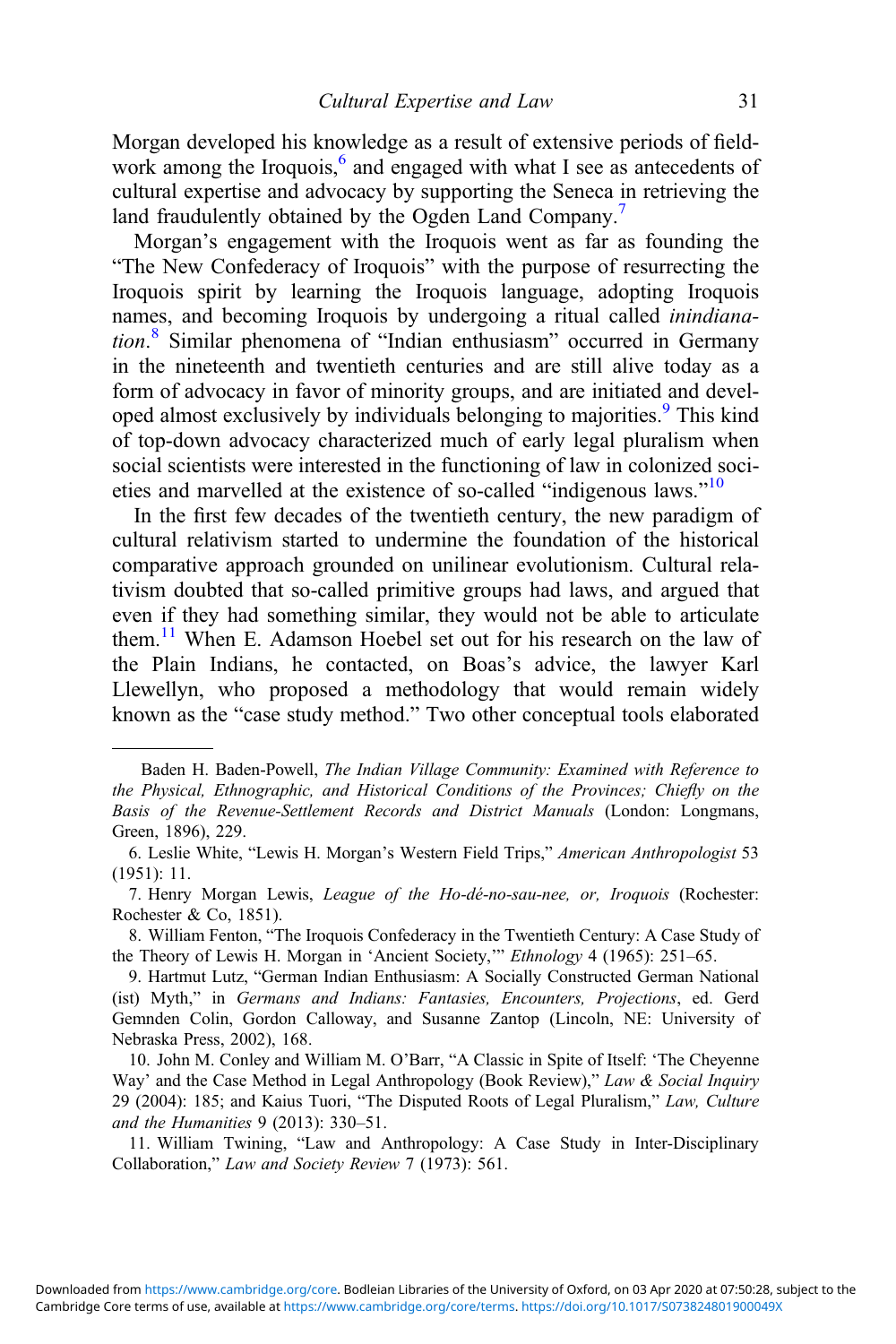Morgan developed his knowledge as a result of extensive periods of fieldwork among the Iroquois,[6] and engaged with what I see as antecedents of cultural expertise and advocacy by supporting the Seneca in retrieving the land fraudulently obtained by the Ogden Land Company.[7]

Morgan's engagement with the Iroquois went as far as founding the "The New Confederacy of Iroquois" with the purpose of resurrecting the Iroquois spirit by learning the Iroquois language, adopting Iroquois names, and becoming Iroquois by undergoing a ritual called *inindianation*.[8] Similar phenomena of "Indian enthusiasm" occurred in Germany in the nineteenth and twentieth centuries and are still alive today as a form of advocacy in favor of minority groups, and are initiated and developed almost exclusively by individuals belonging to majorities.[9] This kind of top-down advocacy characterized much of early legal pluralism when social scientists were interested in the functioning of law in colonized societies and marvelled at the existence of so-called "indigenous laws."[10]

In the first few decades of the twentieth century, the new paradigm of cultural relativism started to undermine the foundation of the historical comparative approach grounded on unilinear evolutionism. Cultural relativism doubted that so-called primitive groups had laws, and argued that even if they had something similar, they would not be able to articulate them.[11] When E. Adamson Hoebel set out for his research on the law of the Plain Indians, he contacted, on Boas's advice, the lawyer Karl Llewellyn, who proposed a methodology that would remain widely known as the "case study method." Two other conceptual tools elaborated

---

Baden H. Baden-Powell, *The Indian Village Community: Examined with Reference to the Physical, Ethnographic, and Historical Conditions of the Provinces; Chiefly on the Basis of the Revenue-Settlement Records and District Manuals* (London: Longmans, Green, 1896), 229.

6. Leslie White, "Lewis H. Morgan's Western Field Trips," *American Anthropologist* 53 (1951): 11.

7. Henry Morgan Lewis, *League of the Ho-dé-no-sau-nee, or, Iroquois* (Rochester: Rochester & Co, 1851).

8. William Fenton, "The Iroquois Confederacy in the Twentieth Century: A Case Study of the Theory of Lewis H. Morgan in 'Ancient Society,'" *Ethnology* 4 (1965): 251–65.

9. Hartmut Lutz, "German Indian Enthusiasm: A Socially Constructed German National (ist) Myth," in *Germans and Indians: Fantasies, Encounters, Projections*, ed. Gerd Gemnden Colin, Gordon Calloway, and Susanne Zantop (Lincoln, NE: University of Nebraska Press, 2002), 168.

10. John M. Conley and William M. O'Barr, "A Classic in Spite of Itself: 'The Cheyenne Way' and the Case Method in Legal Anthropology (Book Review)," *Law & Social Inquiry* 29 (2004): 185; and Kaius Tuori, "The Disputed Roots of Legal Pluralism," *Law, Culture and the Humanities* 9 (2013): 330–51.

11. William Twining, "Law and Anthropology: A Case Study in Inter-Disciplinary Collaboration," *Law and Society Review* 7 (1973): 561.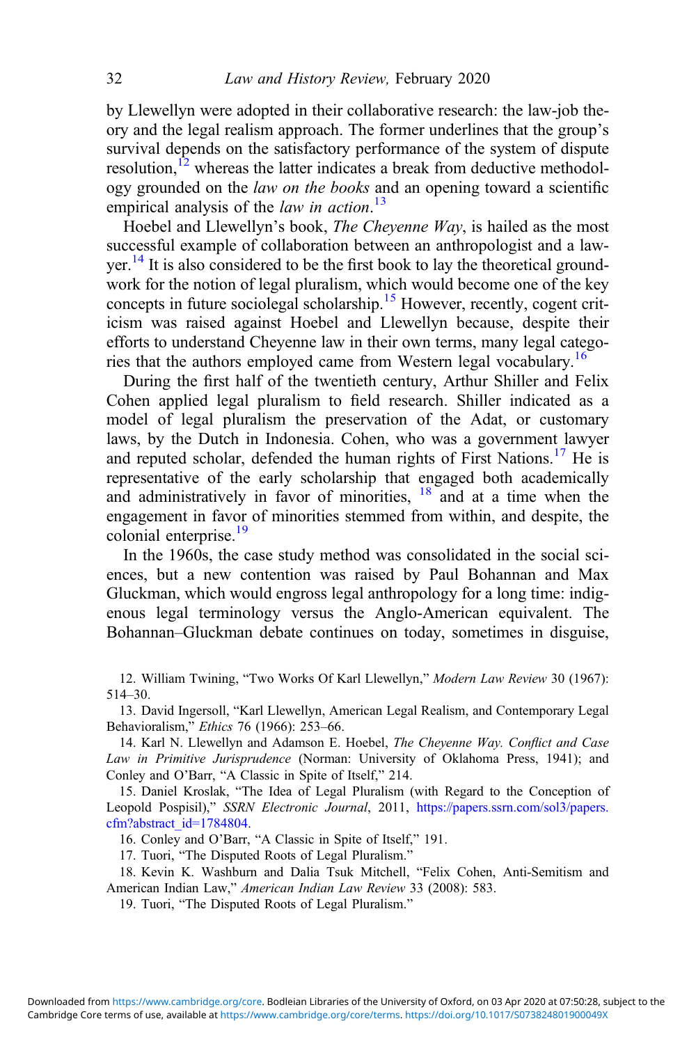by Llewellyn were adopted in their collaborative research: the law-job theory and the legal realism approach. The former underlines that the group's survival depends on the satisfactory performance of the system of dispute resolution,[12] whereas the latter indicates a break from deductive methodology grounded on the *law on the books* and an opening toward a scientific empirical analysis of the *law in action*.[13]

Hoebel and Llewellyn's book, *The Cheyenne Way*, is hailed as the most successful example of collaboration between an anthropologist and a lawyer.[14] It is also considered to be the first book to lay the theoretical groundwork for the notion of legal pluralism, which would become one of the key concepts in future sociolegal scholarship.[15] However, recently, cogent criticism was raised against Hoebel and Llewellyn because, despite their efforts to understand Cheyenne law in their own terms, many legal categories that the authors employed came from Western legal vocabulary.[16]

During the first half of the twentieth century, Arthur Shiller and Felix Cohen applied legal pluralism to field research. Shiller indicated as a model of legal pluralism the preservation of the Adat, or customary laws, by the Dutch in Indonesia. Cohen, who was a government lawyer and reputed scholar, defended the human rights of First Nations.[17] He is representative of the early scholarship that engaged both academically and administratively in favor of minorities, [18] and at a time when the engagement in favor of minorities stemmed from within, and despite, the colonial enterprise.[19]

In the 1960s, the case study method was consolidated in the social sciences, but a new contention was raised by Paul Bohannan and Max Gluckman, which would engross legal anthropology for a long time: indigenous legal terminology versus the Anglo-American equivalent. The Bohannan–Gluckman debate continues on today, sometimes in disguise,

12. William Twining, "Two Works Of Karl Llewellyn," *Modern Law Review* 30 (1967): 514–30.

13. David Ingersoll, "Karl Llewellyn, American Legal Realism, and Contemporary Legal Behavioralism," *Ethics* 76 (1966): 253–66.

14. Karl N. Llewellyn and Adamson E. Hoebel, *The Cheyenne Way. Conflict and Case Law in Primitive Jurisprudence* (Norman: University of Oklahoma Press, 1941); and Conley and O'Barr, "A Classic in Spite of Itself," 214.

15. Daniel Kroslak, "The Idea of Legal Pluralism (with Regard to the Conception of Leopold Pospisil)," *SSRN Electronic Journal*, 2011, https://papers.ssrn.com/sol3/papers.cfm?abstract_id=1784804.

16. Conley and O'Barr, "A Classic in Spite of Itself," 191.

17. Tuori, "The Disputed Roots of Legal Pluralism."

18. Kevin K. Washburn and Dalia Tsuk Mitchell, "Felix Cohen, Anti-Semitism and American Indian Law," *American Indian Law Review* 33 (2008): 583.

19. Tuori, "The Disputed Roots of Legal Pluralism."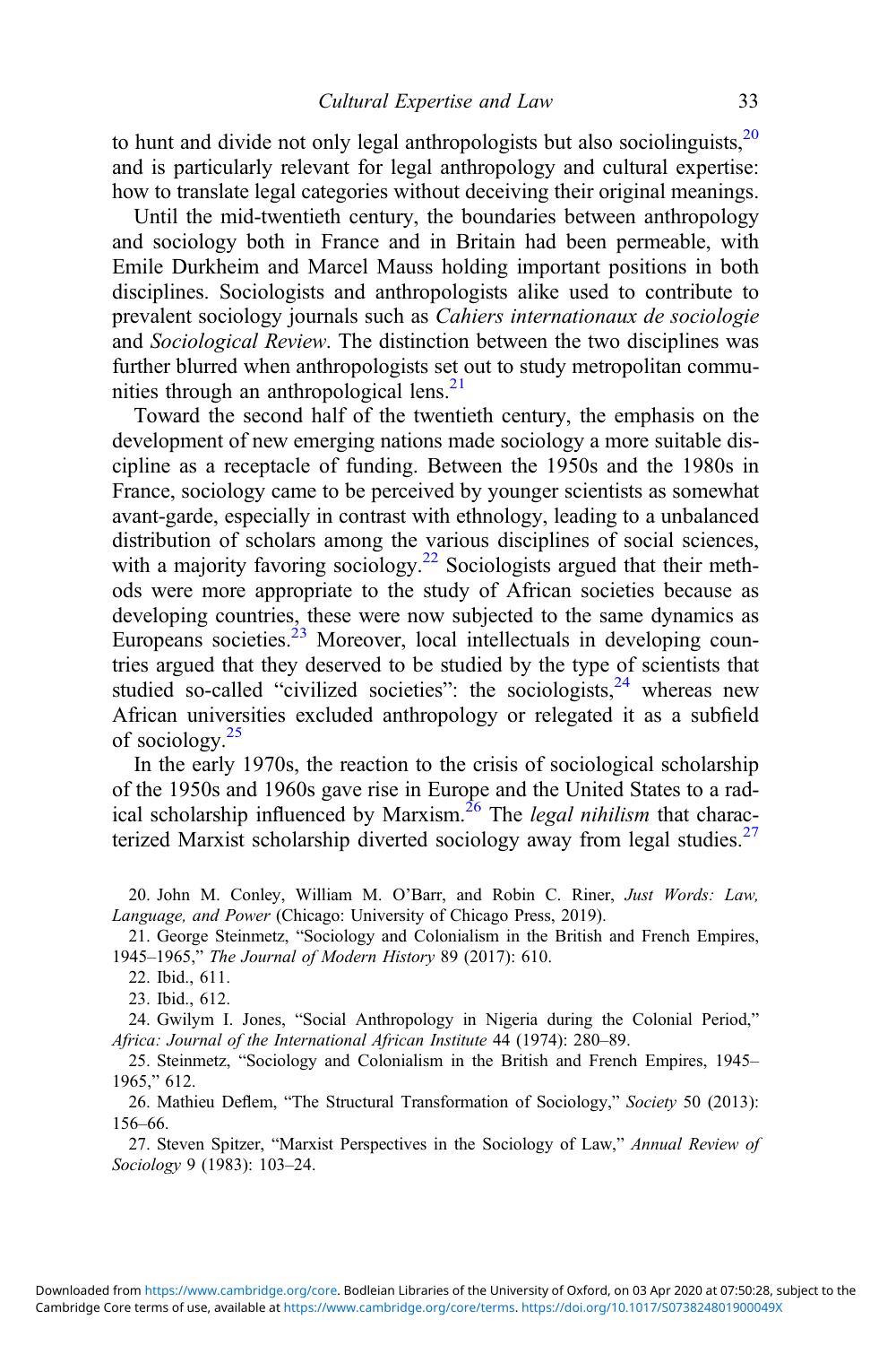to hunt and divide not only legal anthropologists but also sociolinguists,[20] and is particularly relevant for legal anthropology and cultural expertise: how to translate legal categories without deceiving their original meanings.

Until the mid-twentieth century, the boundaries between anthropology and sociology both in France and in Britain had been permeable, with Emile Durkheim and Marcel Mauss holding important positions in both disciplines. Sociologists and anthropologists alike used to contribute to prevalent sociology journals such as *Cahiers internationaux de sociologie* and *Sociological Review*. The distinction between the two disciplines was further blurred when anthropologists set out to study metropolitan communities through an anthropological lens.[21]

Toward the second half of the twentieth century, the emphasis on the development of new emerging nations made sociology a more suitable discipline as a receptacle of funding. Between the 1950s and the 1980s in France, sociology came to be perceived by younger scientists as somewhat avant-garde, especially in contrast with ethnology, leading to a unbalanced distribution of scholars among the various disciplines of social sciences, with a majority favoring sociology.[22] Sociologists argued that their methods were more appropriate to the study of African societies because as developing countries, these were now subjected to the same dynamics as Europeans societies.[23] Moreover, local intellectuals in developing countries argued that they deserved to be studied by the type of scientists that studied so-called "civilized societies": the sociologists,[24] whereas new African universities excluded anthropology or relegated it as a subfield of sociology.[25]

In the early 1970s, the reaction to the crisis of sociological scholarship of the 1950s and 1960s gave rise in Europe and the United States to a radical scholarship influenced by Marxism.[26] The *legal nihilism* that characterized Marxist scholarship diverted sociology away from legal studies.[27]

20. John M. Conley, William M. O'Barr, and Robin C. Riner, *Just Words: Law, Language, and Power* (Chicago: University of Chicago Press, 2019).

21. George Steinmetz, "Sociology and Colonialism in the British and French Empires, 1945–1965," *The Journal of Modern History* 89 (2017): 610.

22. Ibid., 611.

23. Ibid., 612.

24. Gwilym I. Jones, "Social Anthropology in Nigeria during the Colonial Period," *Africa: Journal of the International African Institute* 44 (1974): 280–89.

25. Steinmetz, "Sociology and Colonialism in the British and French Empires, 1945–1965," 612.

26. Mathieu Deflem, "The Structural Transformation of Sociology," *Society* 50 (2013): 156–66.

27. Steven Spitzer, "Marxist Perspectives in the Sociology of Law," *Annual Review of Sociology* 9 (1983): 103–24.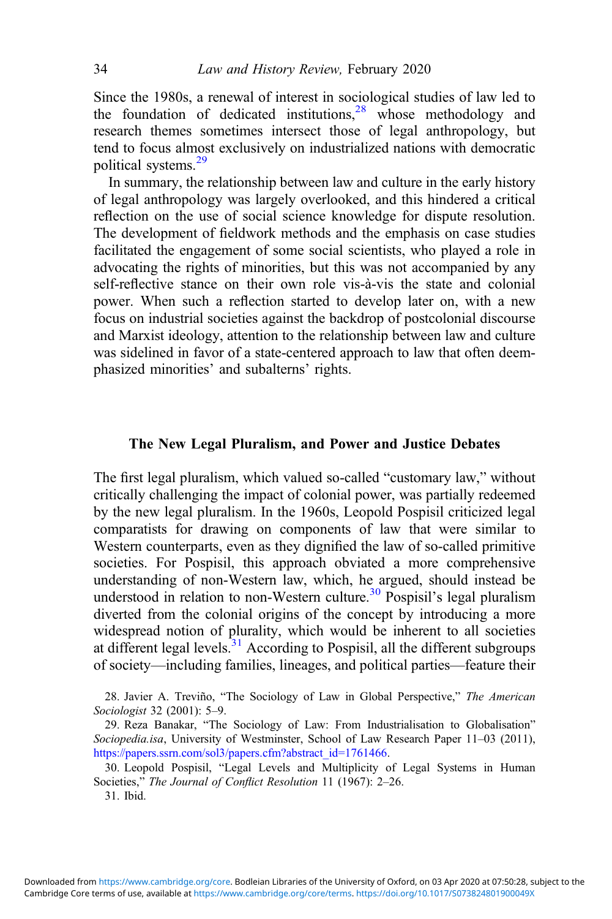Since the 1980s, a renewal of interest in sociological studies of law led to the foundation of dedicated institutions,[28] whose methodology and research themes sometimes intersect those of legal anthropology, but tend to focus almost exclusively on industrialized nations with democratic political systems.[29]

In summary, the relationship between law and culture in the early history of legal anthropology was largely overlooked, and this hindered a critical reflection on the use of social science knowledge for dispute resolution. The development of fieldwork methods and the emphasis on case studies facilitated the engagement of some social scientists, who played a role in advocating the rights of minorities, but this was not accompanied by any self-reflective stance on their own role vis-à-vis the state and colonial power. When such a reflection started to develop later on, with a new focus on industrial societies against the backdrop of postcolonial discourse and Marxist ideology, attention to the relationship between law and culture was sidelined in favor of a state-centered approach to law that often deemphasized minorities' and subalterns' rights.

## The New Legal Pluralism, and Power and Justice Debates

The first legal pluralism, which valued so-called "customary law," without critically challenging the impact of colonial power, was partially redeemed by the new legal pluralism. In the 1960s, Leopold Pospisil criticized legal comparatists for drawing on components of law that were similar to Western counterparts, even as they dignified the law of so-called primitive societies. For Pospisil, this approach obviated a more comprehensive understanding of non-Western law, which, he argued, should instead be understood in relation to non-Western culture.[30] Pospisil's legal pluralism diverted from the colonial origins of the concept by introducing a more widespread notion of plurality, which would be inherent to all societies at different legal levels.[31] According to Pospisil, all the different subgroups of society—including families, lineages, and political parties—feature their

28. Javier A. Treviño, "The Sociology of Law in Global Perspective," *The American Sociologist* 32 (2001): 5–9.

29. Reza Banakar, "The Sociology of Law: From Industrialisation to Globalisation" *Sociopedia.isa*, University of Westminster, School of Law Research Paper 11–03 (2011), https://papers.ssrn.com/sol3/papers.cfm?abstract_id=1761466.

30. Leopold Pospisil, "Legal Levels and Multiplicity of Legal Systems in Human Societies," *The Journal of Conflict Resolution* 11 (1967): 2–26.

31. Ibid.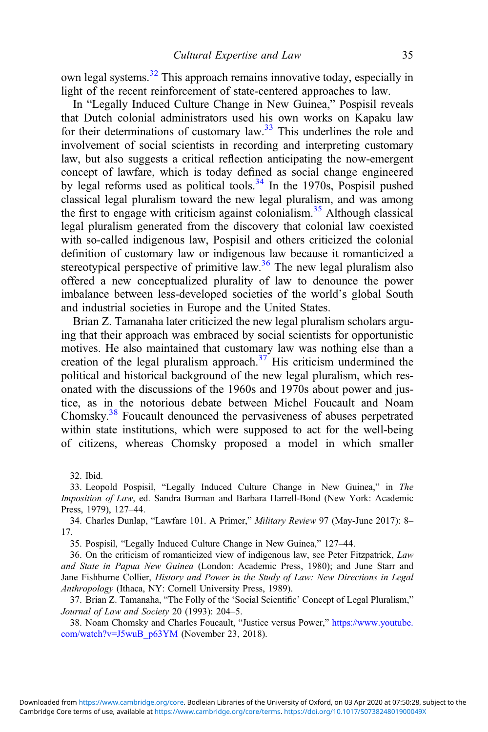own legal systems.[32] This approach remains innovative today, especially in light of the recent reinforcement of state-centered approaches to law.

In "Legally Induced Culture Change in New Guinea," Pospisil reveals that Dutch colonial administrators used his own works on Kapaku law for their determinations of customary law.[33] This underlines the role and involvement of social scientists in recording and interpreting customary law, but also suggests a critical reflection anticipating the now-emergent concept of lawfare, which is today defined as social change engineered by legal reforms used as political tools.[34] In the 1970s, Pospisil pushed classical legal pluralism toward the new legal pluralism, and was among the first to engage with criticism against colonialism.[35] Although classical legal pluralism generated from the discovery that colonial law coexisted with so-called indigenous law, Pospisil and others criticized the colonial definition of customary law or indigenous law because it romanticized a stereotypical perspective of primitive law.[36] The new legal pluralism also offered a new conceptualized plurality of law to denounce the power imbalance between less-developed societies of the world's global South and industrial societies in Europe and the United States.

Brian Z. Tamanaha later criticized the new legal pluralism scholars arguing that their approach was embraced by social scientists for opportunistic motives. He also maintained that customary law was nothing else than a creation of the legal pluralism approach.[37] His criticism undermined the political and historical background of the new legal pluralism, which resonated with the discussions of the 1960s and 1970s about power and justice, as in the notorious debate between Michel Foucault and Noam Chomsky.[38] Foucault denounced the pervasiveness of abuses perpetrated within state institutions, which were supposed to act for the well-being of citizens, whereas Chomsky proposed a model in which smaller

32. Ibid.

33. Leopold Pospisil, "Legally Induced Culture Change in New Guinea," in *The Imposition of Law*, ed. Sandra Burman and Barbara Harrell-Bond (New York: Academic Press, 1979), 127–44.

34. Charles Dunlap, "Lawfare 101. A Primer," *Military Review* 97 (May-June 2017): 8–17.

35. Pospisil, "Legally Induced Culture Change in New Guinea," 127–44.

36. On the criticism of romanticized view of indigenous law, see Peter Fitzpatrick, *Law and State in Papua New Guinea* (London: Academic Press, 1980); and June Starr and Jane Fishburne Collier, *History and Power in the Study of Law: New Directions in Legal Anthropology* (Ithaca, NY: Cornell University Press, 1989).

37. Brian Z. Tamanaha, "The Folly of the 'Social Scientific' Concept of Legal Pluralism," *Journal of Law and Society* 20 (1993): 204–5.

38. Noam Chomsky and Charles Foucault, "Justice versus Power," https://www.youtube.com/watch?v=J5wuB_p63YM (November 23, 2018).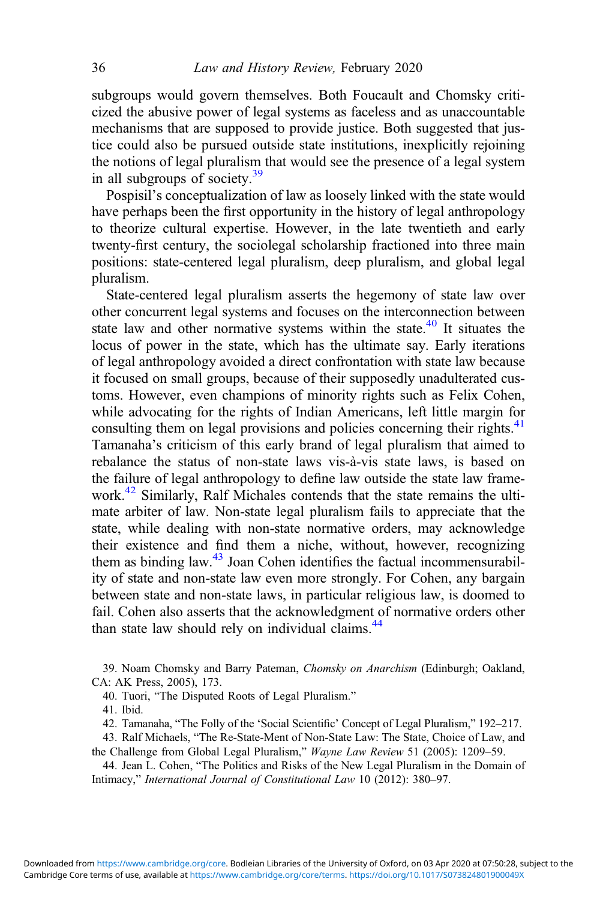subgroups would govern themselves. Both Foucault and Chomsky criticized the abusive power of legal systems as faceless and as unaccountable mechanisms that are supposed to provide justice. Both suggested that justice could also be pursued outside state institutions, inexplicitly rejoining the notions of legal pluralism that would see the presence of a legal system in all subgroups of society.[39]

Pospisil's conceptualization of law as loosely linked with the state would have perhaps been the first opportunity in the history of legal anthropology to theorize cultural expertise. However, in the late twentieth and early twenty-first century, the sociolegal scholarship fractioned into three main positions: state-centered legal pluralism, deep pluralism, and global legal pluralism.

State-centered legal pluralism asserts the hegemony of state law over other concurrent legal systems and focuses on the interconnection between state law and other normative systems within the state.[40] It situates the locus of power in the state, which has the ultimate say. Early iterations of legal anthropology avoided a direct confrontation with state law because it focused on small groups, because of their supposedly unadulterated customs. However, even champions of minority rights such as Felix Cohen, while advocating for the rights of Indian Americans, left little margin for consulting them on legal provisions and policies concerning their rights.[41] Tamanaha's criticism of this early brand of legal pluralism that aimed to rebalance the status of non-state laws vis-à-vis state laws, is based on the failure of legal anthropology to define law outside the state law framework.[42] Similarly, Ralf Michaeles contends that the state remains the ultimate arbiter of law. Non-state legal pluralism fails to appreciate that the state, while dealing with non-state normative orders, may acknowledge their existence and find them a niche, without, however, recognizing them as binding law.[43] Joan Cohen identifies the factual incommensurability of state and non-state law even more strongly. For Cohen, any bargain between state and non-state laws, in particular religious law, is doomed to fail. Cohen also asserts that the acknowledgment of normative orders other than state law should rely on individual claims.[44]

39. Noam Chomsky and Barry Pateman, *Chomsky on Anarchism* (Edinburgh; Oakland, CA: AK Press, 2005), 173.

40. Tuori, "The Disputed Roots of Legal Pluralism."

41. Ibid.

42. Tamanaha, "The Folly of the 'Social Scientific' Concept of Legal Pluralism," 192–217.

43. Ralf Michaels, "The Re-State-Ment of Non-State Law: The State, Choice of Law, and the Challenge from Global Legal Pluralism," *Wayne Law Review* 51 (2005): 1209–59.

44. Jean L. Cohen, "The Politics and Risks of the New Legal Pluralism in the Domain of Intimacy," *International Journal of Constitutional Law* 10 (2012): 380–97.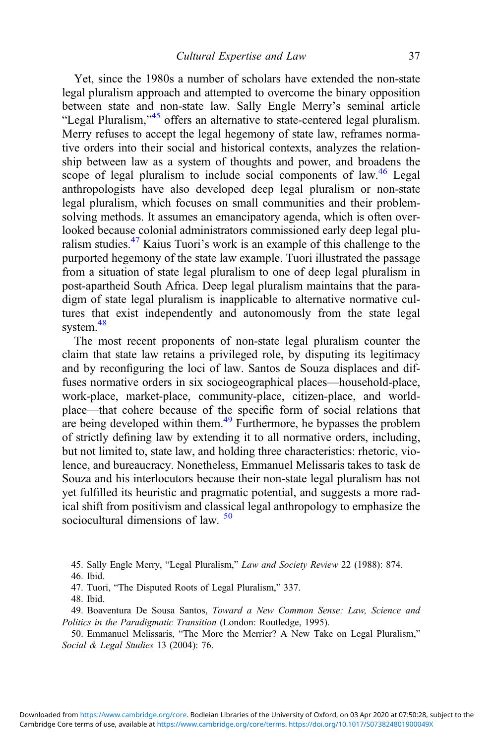Yet, since the 1980s a number of scholars have extended the non-state legal pluralism approach and attempted to overcome the binary opposition between state and non-state law. Sally Engle Merry's seminal article "Legal Pluralism,"[45] offers an alternative to state-centered legal pluralism. Merry refuses to accept the legal hegemony of state law, reframes normative orders into their social and historical contexts, analyzes the relationship between law as a system of thoughts and power, and broadens the scope of legal pluralism to include social components of law.[46] Legal anthropologists have also developed deep legal pluralism or non-state legal pluralism, which focuses on small communities and their problem-solving methods. It assumes an emancipatory agenda, which is often overlooked because colonial administrators commissioned early deep legal pluralism studies.[47] Kaius Tuori's work is an example of this challenge to the purported hegemony of the state law example. Tuori illustrated the passage from a situation of state legal pluralism to one of deep legal pluralism in post-apartheid South Africa. Deep legal pluralism maintains that the paradigm of state legal pluralism is inapplicable to alternative normative cultures that exist independently and autonomously from the state legal system.[48]

The most recent proponents of non-state legal pluralism counter the claim that state law retains a privileged role, by disputing its legitimacy and by reconfiguring the loci of law. Santos de Souza displaces and diffuses normative orders in six sociogeographical places—household-place, work-place, market-place, community-place, citizen-place, and world-place—that cohere because of the specific form of social relations that are being developed within them.[49] Furthermore, he bypasses the problem of strictly defining law by extending it to all normative orders, including, but not limited to, state law, and holding three characteristics: rhetoric, violence, and bureaucracy. Nonetheless, Emmanuel Melissaris takes to task de Souza and his interlocutors because their non-state legal pluralism has not yet fulfilled its heuristic and pragmatic potential, and suggests a more radical shift from positivism and classical legal anthropology to emphasize the sociocultural dimensions of law. [50]

45. Sally Engle Merry, "Legal Pluralism," *Law and Society Review* 22 (1988): 874.

46. Ibid.

47. Tuori, "The Disputed Roots of Legal Pluralism," 337.

48. Ibid.

49. Boaventura De Sousa Santos, *Toward a New Common Sense: Law, Science and Politics in the Paradigmatic Transition* (London: Routledge, 1995).

50. Emmanuel Melissaris, "The More the Merrier? A New Take on Legal Pluralism," *Social & Legal Studies* 13 (2004): 76.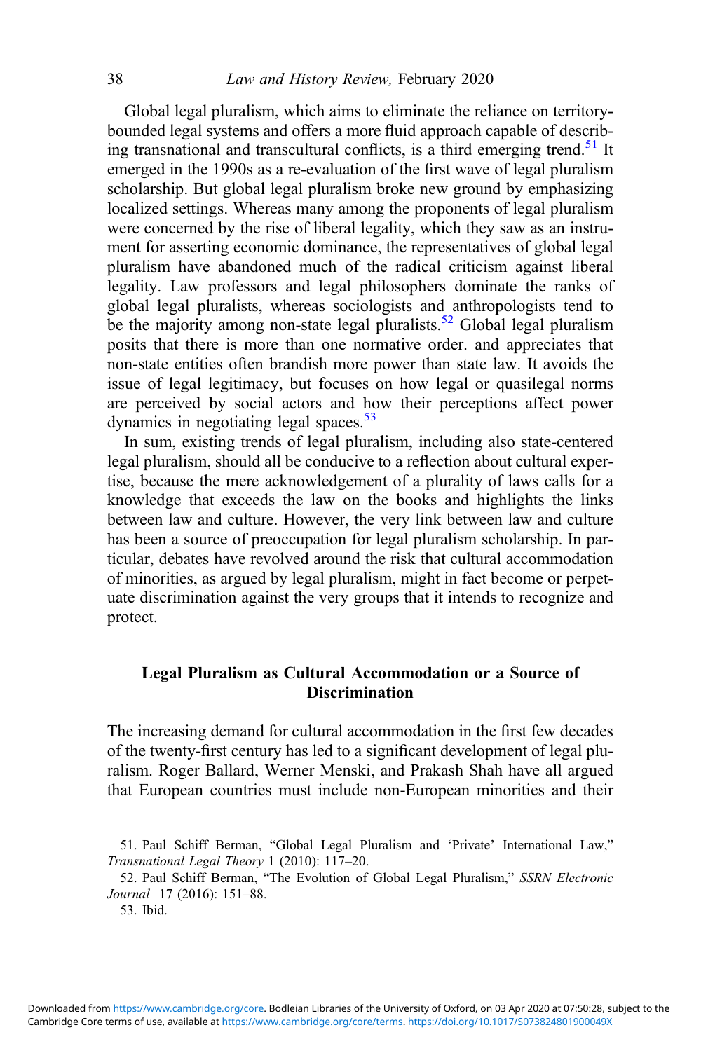Global legal pluralism, which aims to eliminate the reliance on territory-bounded legal systems and offers a more fluid approach capable of describing transnational and transcultural conflicts, is a third emerging trend.[51] It emerged in the 1990s as a re-evaluation of the first wave of legal pluralism scholarship. But global legal pluralism broke new ground by emphasizing localized settings. Whereas many among the proponents of legal pluralism were concerned by the rise of liberal legality, which they saw as an instrument for asserting economic dominance, the representatives of global legal pluralism have abandoned much of the radical criticism against liberal legality. Law professors and legal philosophers dominate the ranks of global legal pluralists, whereas sociologists and anthropologists tend to be the majority among non-state legal pluralists.[52] Global legal pluralism posits that there is more than one normative order. and appreciates that non-state entities often brandish more power than state law. It avoids the issue of legal legitimacy, but focuses on how legal or quasilegal norms are perceived by social actors and how their perceptions affect power dynamics in negotiating legal spaces.[53]

In sum, existing trends of legal pluralism, including also state-centered legal pluralism, should all be conducive to a reflection about cultural expertise, because the mere acknowledgement of a plurality of laws calls for a knowledge that exceeds the law on the books and highlights the links between law and culture. However, the very link between law and culture has been a source of preoccupation for legal pluralism scholarship. In particular, debates have revolved around the risk that cultural accommodation of minorities, as argued by legal pluralism, might in fact become or perpetuate discrimination against the very groups that it intends to recognize and protect.

## Legal Pluralism as Cultural Accommodation or a Source of Discrimination

The increasing demand for cultural accommodation in the first few decades of the twenty-first century has led to a significant development of legal pluralism. Roger Ballard, Werner Menski, and Prakash Shah have all argued that European countries must include non-European minorities and their

51. Paul Schiff Berman, "Global Legal Pluralism and 'Private' International Law," *Transnational Legal Theory* 1 (2010): 117–20.

52. Paul Schiff Berman, "The Evolution of Global Legal Pluralism," *SSRN Electronic Journal* 17 (2016): 151–88.

53. Ibid.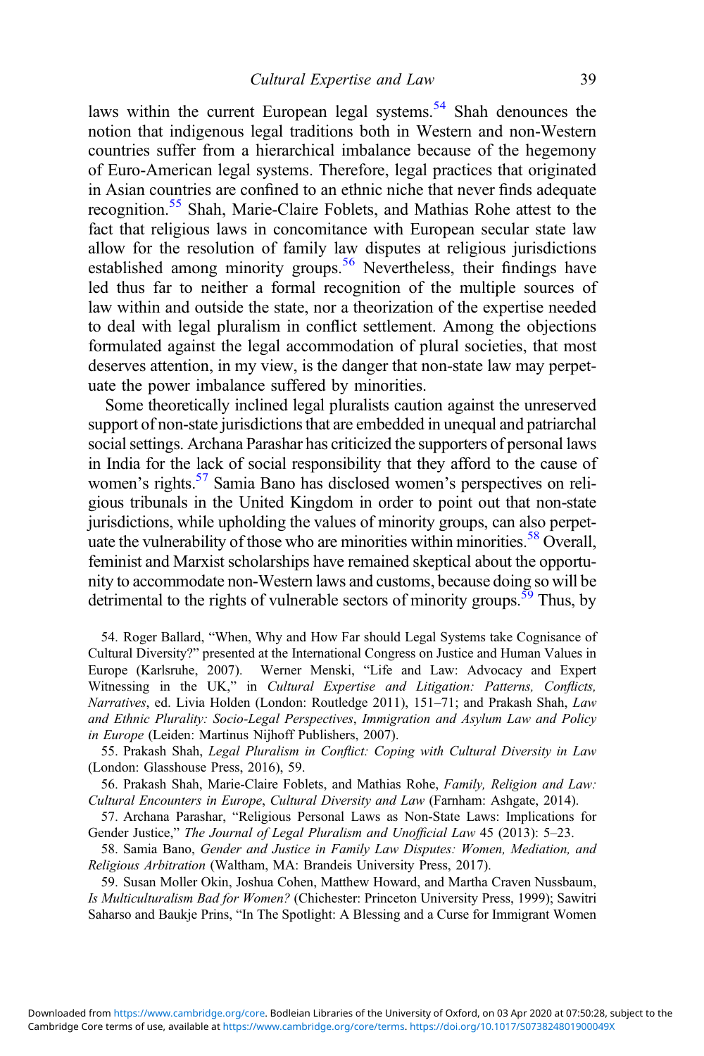laws within the current European legal systems.[54] Shah denounces the notion that indigenous legal traditions both in Western and non-Western countries suffer from a hierarchical imbalance because of the hegemony of Euro-American legal systems. Therefore, legal practices that originated in Asian countries are confined to an ethnic niche that never finds adequate recognition.[55] Shah, Marie-Claire Foblets, and Mathias Rohe attest to the fact that religious laws in concomitance with European secular state law allow for the resolution of family law disputes at religious jurisdictions established among minority groups.[56] Nevertheless, their findings have led thus far to neither a formal recognition of the multiple sources of law within and outside the state, nor a theorization of the expertise needed to deal with legal pluralism in conflict settlement. Among the objections formulated against the legal accommodation of plural societies, that most deserves attention, in my view, is the danger that non-state law may perpetuate the power imbalance suffered by minorities.

Some theoretically inclined legal pluralists caution against the unreserved support of non-state jurisdictions that are embedded in unequal and patriarchal social settings. Archana Parashar has criticized the supporters of personal laws in India for the lack of social responsibility that they afford to the cause of women's rights.[57] Samia Bano has disclosed women's perspectives on religious tribunals in the United Kingdom in order to point out that non-state jurisdictions, while upholding the values of minority groups, can also perpetuate the vulnerability of those who are minorities within minorities.[58] Overall, feminist and Marxist scholarships have remained skeptical about the opportunity to accommodate non-Western laws and customs, because doing so will be detrimental to the rights of vulnerable sectors of minority groups.[59] Thus, by

54. Roger Ballard, "When, Why and How Far should Legal Systems take Cognisance of Cultural Diversity?" presented at the International Congress on Justice and Human Values in Europe (Karlsruhe, 2007). Werner Menski, "Life and Law: Advocacy and Expert Witnessing in the UK," in *Cultural Expertise and Litigation: Patterns, Conflicts, Narratives*, ed. Livia Holden (London: Routledge 2011), 151–71; and Prakash Shah, *Law and Ethnic Plurality: Socio-Legal Perspectives*, *Immigration and Asylum Law and Policy in Europe* (Leiden: Martinus Nijhoff Publishers, 2007).

55. Prakash Shah, *Legal Pluralism in Conflict: Coping with Cultural Diversity in Law* (London: Glasshouse Press, 2016), 59.

56. Prakash Shah, Marie-Claire Foblets, and Mathias Rohe, *Family, Religion and Law: Cultural Encounters in Europe*, *Cultural Diversity and Law* (Farnham: Ashgate, 2014).

57. Archana Parashar, "Religious Personal Laws as Non-State Laws: Implications for Gender Justice," *The Journal of Legal Pluralism and Unofficial Law* 45 (2013): 5–23.

58. Samia Bano, *Gender and Justice in Family Law Disputes: Women, Mediation, and Religious Arbitration* (Waltham, MA: Brandeis University Press, 2017).

59. Susan Moller Okin, Joshua Cohen, Matthew Howard, and Martha Craven Nussbaum, *Is Multiculturalism Bad for Women?* (Chichester: Princeton University Press, 1999); Sawitri Saharso and Baukje Prins, "In The Spotlight: A Blessing and a Curse for Immigrant Women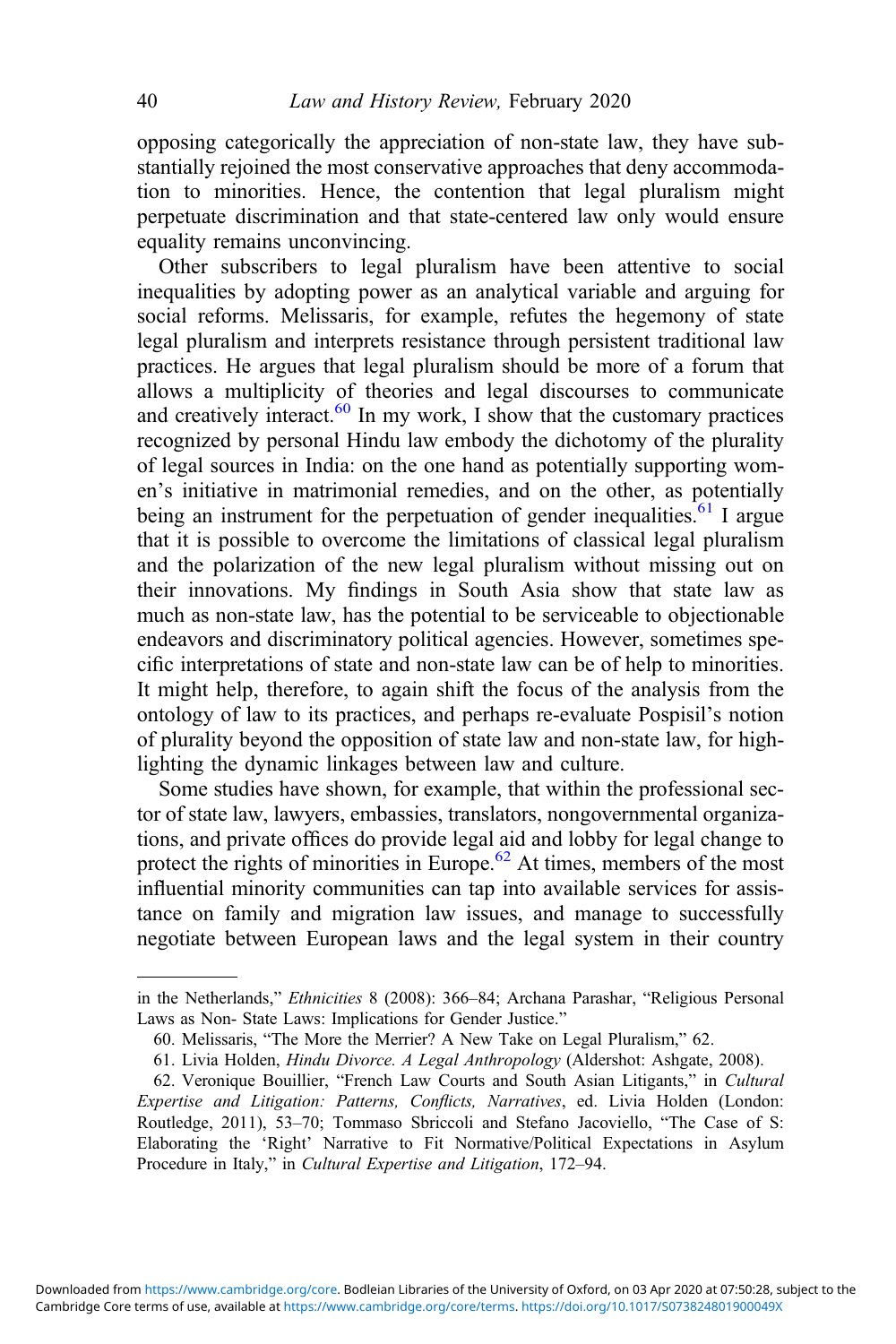opposing categorically the appreciation of non-state law, they have substantially rejoined the most conservative approaches that deny accommodation to minorities. Hence, the contention that legal pluralism might perpetuate discrimination and that state-centered law only would ensure equality remains unconvincing.

Other subscribers to legal pluralism have been attentive to social inequalities by adopting power as an analytical variable and arguing for social reforms. Melissaris, for example, refutes the hegemony of state legal pluralism and interprets resistance through persistent traditional law practices. He argues that legal pluralism should be more of a forum that allows a multiplicity of theories and legal discourses to communicate and creatively interact.[60] In my work, I show that the customary practices recognized by personal Hindu law embody the dichotomy of the plurality of legal sources in India: on the one hand as potentially supporting women's initiative in matrimonial remedies, and on the other, as potentially being an instrument for the perpetuation of gender inequalities.[61] I argue that it is possible to overcome the limitations of classical legal pluralism and the polarization of the new legal pluralism without missing out on their innovations. My findings in South Asia show that state law as much as non-state law, has the potential to be serviceable to objectionable endeavors and discriminatory political agencies. However, sometimes specific interpretations of state and non-state law can be of help to minorities. It might help, therefore, to again shift the focus of the analysis from the ontology of law to its practices, and perhaps re-evaluate Pospisil's notion of plurality beyond the opposition of state law and non-state law, for highlighting the dynamic linkages between law and culture.

Some studies have shown, for example, that within the professional sector of state law, lawyers, embassies, translators, nongovernmental organizations, and private offices do provide legal aid and lobby for legal change to protect the rights of minorities in Europe.[62] At times, members of the most influential minority communities can tap into available services for assistance on family and migration law issues, and manage to successfully negotiate between European laws and the legal system in their country

---

in the Netherlands," *Ethnicities* 8 (2008): 366–84; Archana Parashar, "Religious Personal Laws as Non- State Laws: Implications for Gender Justice."

60. Melissaris, "The More the Merrier? A New Take on Legal Pluralism," 62.

61. Livia Holden, *Hindu Divorce. A Legal Anthropology* (Aldershot: Ashgate, 2008).

62. Veronique Bouillier, "French Law Courts and South Asian Litigants," in *Cultural Expertise and Litigation: Patterns, Conflicts, Narratives*, ed. Livia Holden (London: Routledge, 2011), 53–70; Tommaso Sbriccoli and Stefano Jacoviello, "The Case of S: Elaborating the 'Right' Narrative to Fit Normative/Political Expectations in Asylum Procedure in Italy," in *Cultural Expertise and Litigation*, 172–94.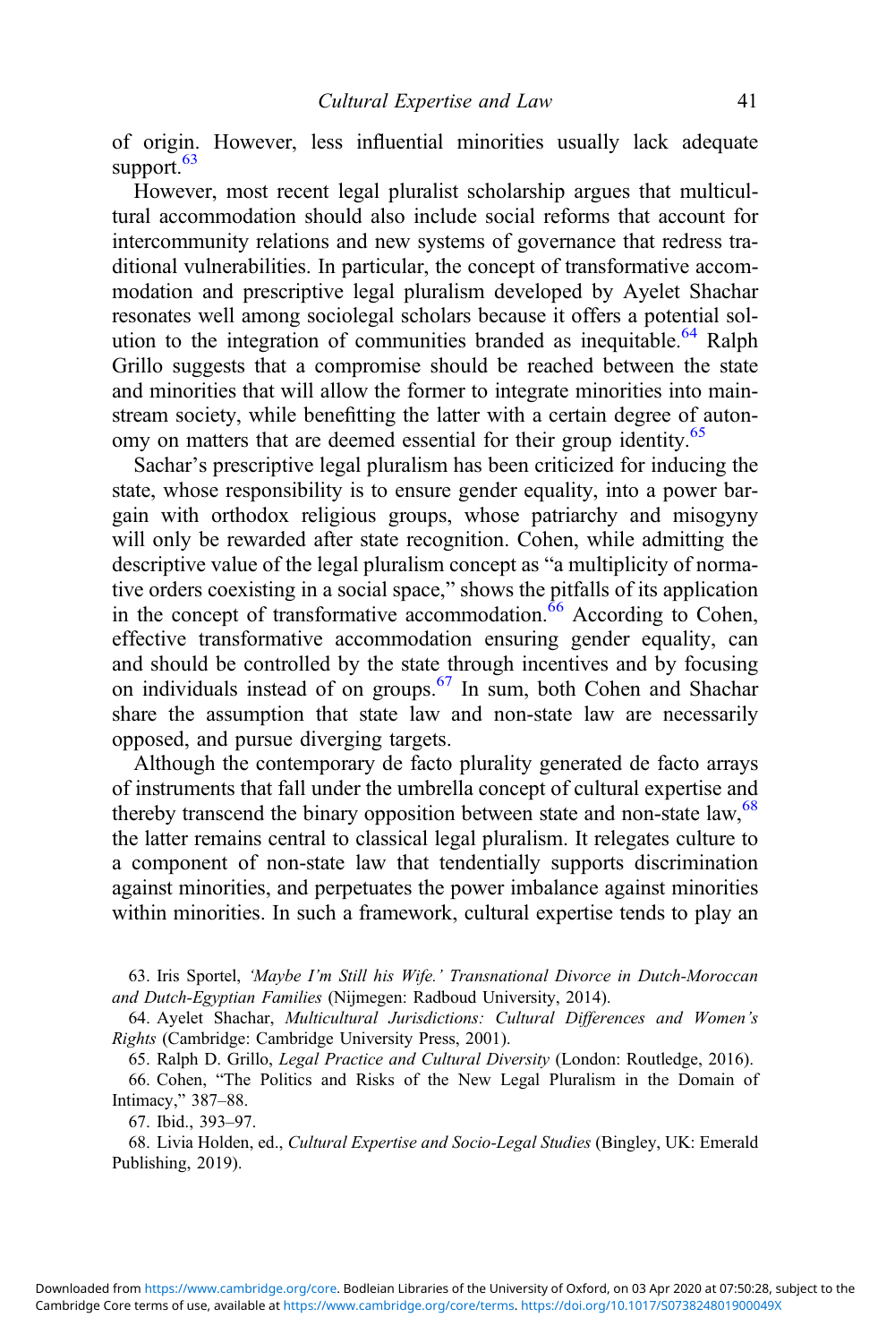of origin. However, less influential minorities usually lack adequate support.[63]

However, most recent legal pluralist scholarship argues that multicultural accommodation should also include social reforms that account for intercommunity relations and new systems of governance that redress traditional vulnerabilities. In particular, the concept of transformative accommodation and prescriptive legal pluralism developed by Ayelet Shachar resonates well among sociolegal scholars because it offers a potential solution to the integration of communities branded as inequitable.[64] Ralph Grillo suggests that a compromise should be reached between the state and minorities that will allow the former to integrate minorities into mainstream society, while benefitting the latter with a certain degree of autonomy on matters that are deemed essential for their group identity.[65]

Sachar's prescriptive legal pluralism has been criticized for inducing the state, whose responsibility is to ensure gender equality, into a power bargain with orthodox religious groups, whose patriarchy and misogyny will only be rewarded after state recognition. Cohen, while admitting the descriptive value of the legal pluralism concept as "a multiplicity of normative orders coexisting in a social space," shows the pitfalls of its application in the concept of transformative accommodation.[66] According to Cohen, effective transformative accommodation ensuring gender equality, can and should be controlled by the state through incentives and by focusing on individuals instead of on groups.[67] In sum, both Cohen and Shachar share the assumption that state law and non-state law are necessarily opposed, and pursue diverging targets.

Although the contemporary de facto plurality generated de facto arrays of instruments that fall under the umbrella concept of cultural expertise and thereby transcend the binary opposition between state and non-state law,[68] the latter remains central to classical legal pluralism. It relegates culture to a component of non-state law that tendentially supports discrimination against minorities, and perpetuates the power imbalance against minorities within minorities. In such a framework, cultural expertise tends to play an

63. Iris Sportel, *'Maybe I'm Still his Wife.' Transnational Divorce in Dutch-Moroccan and Dutch-Egyptian Families* (Nijmegen: Radboud University, 2014).

64. Ayelet Shachar, *Multicultural Jurisdictions: Cultural Differences and Women's Rights* (Cambridge: Cambridge University Press, 2001).

65. Ralph D. Grillo, *Legal Practice and Cultural Diversity* (London: Routledge, 2016).

66. Cohen, "The Politics and Risks of the New Legal Pluralism in the Domain of Intimacy," 387–88.

67. Ibid., 393–97.

68. Livia Holden, ed., *Cultural Expertise and Socio-Legal Studies* (Bingley, UK: Emerald Publishing, 2019).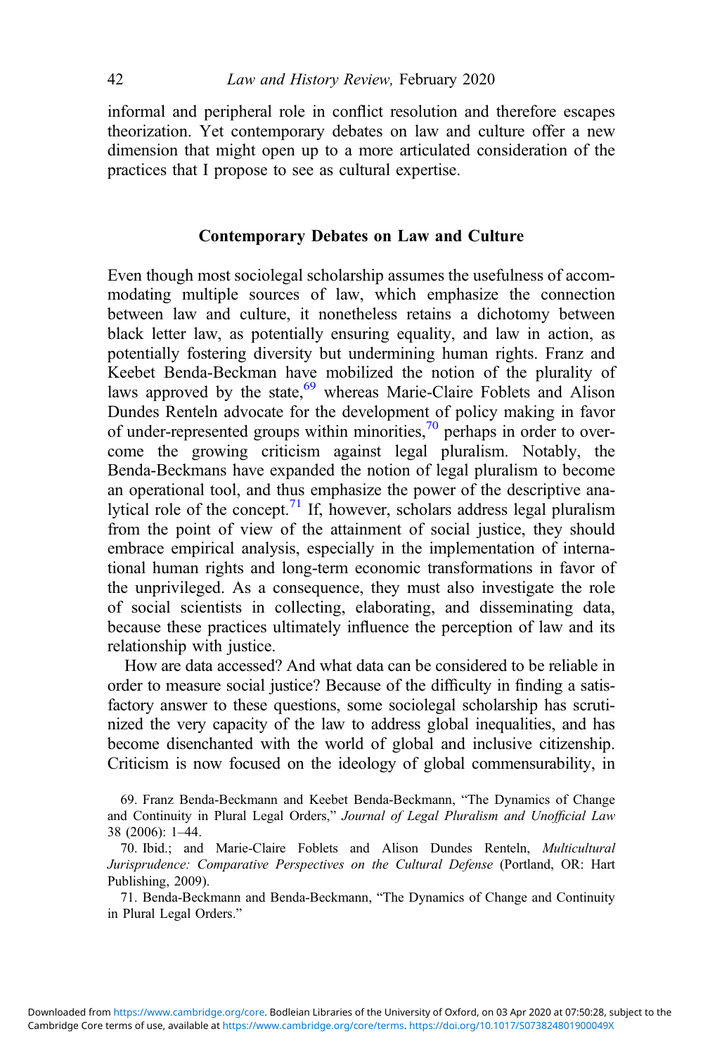informal and peripheral role in conflict resolution and therefore escapes theorization. Yet contemporary debates on law and culture offer a new dimension that might open up to a more articulated consideration of the practices that I propose to see as cultural expertise.

## Contemporary Debates on Law and Culture

Even though most sociolegal scholarship assumes the usefulness of accommodating multiple sources of law, which emphasize the connection between law and culture, it nonetheless retains a dichotomy between black letter law, as potentially ensuring equality, and law in action, as potentially fostering diversity but undermining human rights. Franz and Keebet Benda-Beckman have mobilized the notion of the plurality of laws approved by the state,[69] whereas Marie-Claire Foblets and Alison Dundes Renteln advocate for the development of policy making in favor of under-represented groups within minorities,[70] perhaps in order to overcome the growing criticism against legal pluralism. Notably, the Benda-Beckmans have expanded the notion of legal pluralism to become an operational tool, and thus emphasize the power of the descriptive analytical role of the concept.[71] If, however, scholars address legal pluralism from the point of view of the attainment of social justice, they should embrace empirical analysis, especially in the implementation of international human rights and long-term economic transformations in favor of the unprivileged. As a consequence, they must also investigate the role of social scientists in collecting, elaborating, and disseminating data, because these practices ultimately influence the perception of law and its relationship with justice.

How are data accessed? And what data can be considered to be reliable in order to measure social justice? Because of the difficulty in finding a satisfactory answer to these questions, some sociolegal scholarship has scrutinized the very capacity of the law to address global inequalities, and has become disenchanted with the world of global and inclusive citizenship. Criticism is now focused on the ideology of global commensurability, in

69. Franz Benda-Beckmann and Keebet Benda-Beckmann, "The Dynamics of Change and Continuity in Plural Legal Orders," *Journal of Legal Pluralism and Unofficial Law* 38 (2006): 1–44.

70. Ibid.; and Marie-Claire Foblets and Alison Dundes Renteln, *Multicultural Jurisprudence: Comparative Perspectives on the Cultural Defense* (Portland, OR: Hart Publishing, 2009).

71. Benda-Beckmann and Benda-Beckmann, "The Dynamics of Change and Continuity in Plural Legal Orders."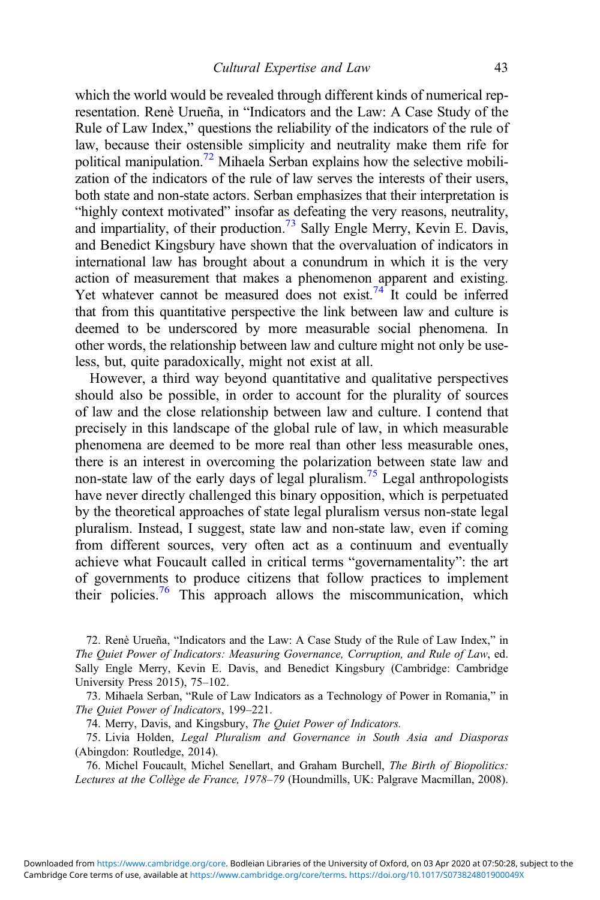which the world would be revealed through different kinds of numerical representation. Renè Urueña, in "Indicators and the Law: A Case Study of the Rule of Law Index," questions the reliability of the indicators of the rule of law, because their ostensible simplicity and neutrality make them rife for political manipulation.[72] Mihaela Serban explains how the selective mobilization of the indicators of the rule of law serves the interests of their users, both state and non-state actors. Serban emphasizes that their interpretation is "highly context motivated" insofar as defeating the very reasons, neutrality, and impartiality, of their production.[73] Sally Engle Merry, Kevin E. Davis, and Benedict Kingsbury have shown that the overvaluation of indicators in international law has brought about a conundrum in which it is the very action of measurement that makes a phenomenon apparent and existing. Yet whatever cannot be measured does not exist.[74] It could be inferred that from this quantitative perspective the link between law and culture is deemed to be underscored by more measurable social phenomena. In other words, the relationship between law and culture might not only be useless, but, quite paradoxically, might not exist at all.

However, a third way beyond quantitative and qualitative perspectives should also be possible, in order to account for the plurality of sources of law and the close relationship between law and culture. I contend that precisely in this landscape of the global rule of law, in which measurable phenomena are deemed to be more real than other less measurable ones, there is an interest in overcoming the polarization between state law and non-state law of the early days of legal pluralism.[75] Legal anthropologists have never directly challenged this binary opposition, which is perpetuated by the theoretical approaches of state legal pluralism versus non-state legal pluralism. Instead, I suggest, state law and non-state law, even if coming from different sources, very often act as a continuum and eventually achieve what Foucault called in critical terms "governamentality": the art of governments to produce citizens that follow practices to implement their policies.[76] This approach allows the miscommunication, which

72. Renè Urueña, "Indicators and the Law: A Case Study of the Rule of Law Index," in *The Quiet Power of Indicators: Measuring Governance, Corruption, and Rule of Law*, ed. Sally Engle Merry, Kevin E. Davis, and Benedict Kingsbury (Cambridge: Cambridge University Press 2015), 75–102.

73. Mihaela Serban, "Rule of Law Indicators as a Technology of Power in Romania," in *The Quiet Power of Indicators*, 199–221.

74. Merry, Davis, and Kingsbury, *The Quiet Power of Indicators.*

75. Livia Holden, *Legal Pluralism and Governance in South Asia and Diasporas* (Abingdon: Routledge, 2014).

76. Michel Foucault, Michel Senellart, and Graham Burchell, *The Birth of Biopolitics: Lectures at the Collège de France, 1978–79* (Houndmills, UK: Palgrave Macmillan, 2008).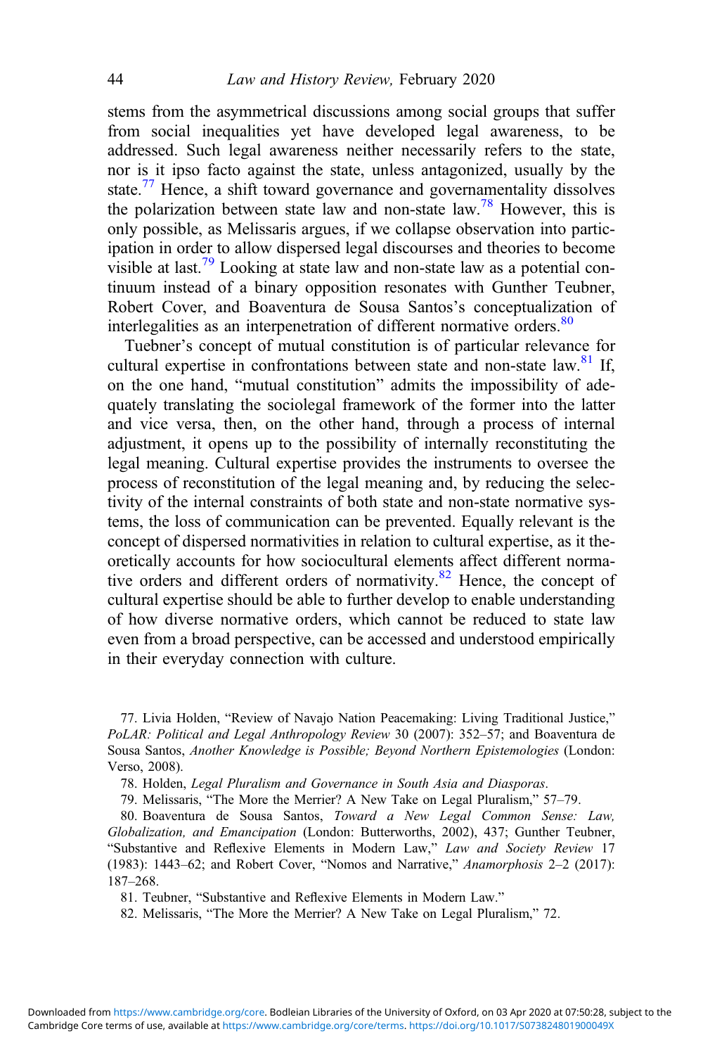stems from the asymmetrical discussions among social groups that suffer from social inequalities yet have developed legal awareness, to be addressed. Such legal awareness neither necessarily refers to the state, nor is it ipso facto against the state, unless antagonized, usually by the state.[77] Hence, a shift toward governance and governamentality dissolves the polarization between state law and non-state law.[78] However, this is only possible, as Melissaris argues, if we collapse observation into participation in order to allow dispersed legal discourses and theories to become visible at last.[79] Looking at state law and non-state law as a potential continuum instead of a binary opposition resonates with Gunther Teubner, Robert Cover, and Boaventura de Sousa Santos's conceptualization of interlegalities as an interpenetration of different normative orders.[80]

Tuebner's concept of mutual constitution is of particular relevance for cultural expertise in confrontations between state and non-state law.[81] If, on the one hand, "mutual constitution" admits the impossibility of adequately translating the sociolegal framework of the former into the latter and vice versa, then, on the other hand, through a process of internal adjustment, it opens up to the possibility of internally reconstituting the legal meaning. Cultural expertise provides the instruments to oversee the process of reconstitution of the legal meaning and, by reducing the selectivity of the internal constraints of both state and non-state normative systems, the loss of communication can be prevented. Equally relevant is the concept of dispersed normativities in relation to cultural expertise, as it theoretically accounts for how sociocultural elements affect different normative orders and different orders of normativity.[82] Hence, the concept of cultural expertise should be able to further develop to enable understanding of how diverse normative orders, which cannot be reduced to state law even from a broad perspective, can be accessed and understood empirically in their everyday connection with culture.

77. Livia Holden, "Review of Navajo Nation Peacemaking: Living Traditional Justice," *PoLAR: Political and Legal Anthropology Review* 30 (2007): 352–57; and Boaventura de Sousa Santos, *Another Knowledge is Possible; Beyond Northern Epistemologies* (London: Verso, 2008).

78. Holden, *Legal Pluralism and Governance in South Asia and Diasporas*.

79. Melissaris, "The More the Merrier? A New Take on Legal Pluralism," 57–79.

80. Boaventura de Sousa Santos, *Toward a New Legal Common Sense: Law, Globalization, and Emancipation* (London: Butterworths, 2002), 437; Gunther Teubner, "Substantive and Reflexive Elements in Modern Law," *Law and Society Review* 17 (1983): 1443–62; and Robert Cover, "Nomos and Narrative," *Anamorphosis* 2–2 (2017): 187–268.

81. Teubner, "Substantive and Reflexive Elements in Modern Law."

82. Melissaris, "The More the Merrier? A New Take on Legal Pluralism," 72.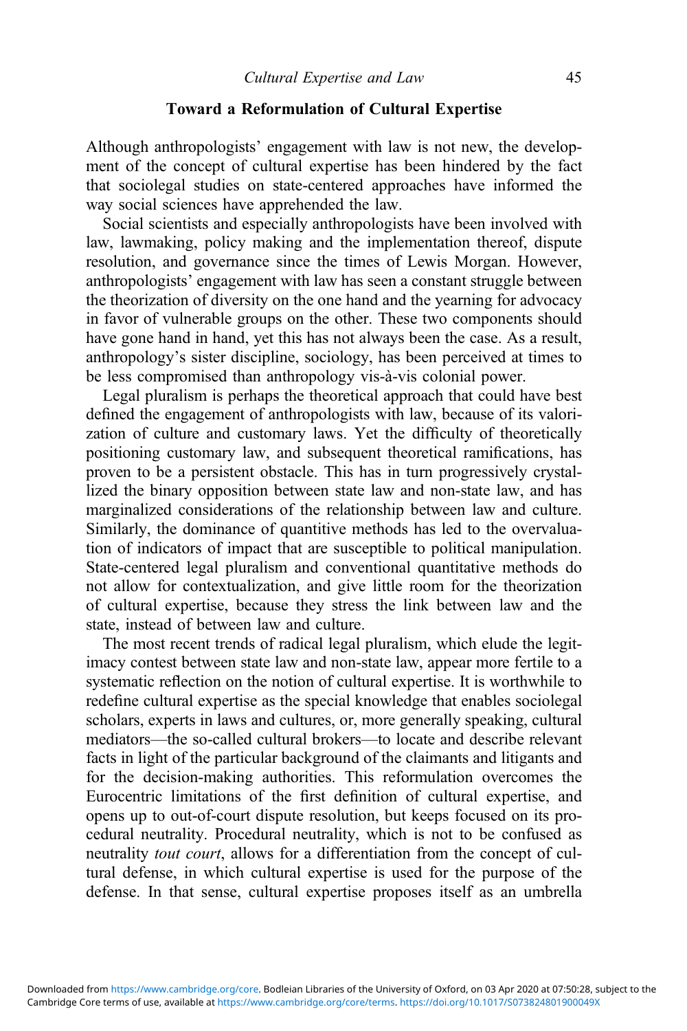## Toward a Reformulation of Cultural Expertise

Although anthropologists' engagement with law is not new, the development of the concept of cultural expertise has been hindered by the fact that sociolegal studies on state-centered approaches have informed the way social sciences have apprehended the law.

Social scientists and especially anthropologists have been involved with law, lawmaking, policy making and the implementation thereof, dispute resolution, and governance since the times of Lewis Morgan. However, anthropologists' engagement with law has seen a constant struggle between the theorization of diversity on the one hand and the yearning for advocacy in favor of vulnerable groups on the other. These two components should have gone hand in hand, yet this has not always been the case. As a result, anthropology's sister discipline, sociology, has been perceived at times to be less compromised than anthropology vis-à-vis colonial power.

Legal pluralism is perhaps the theoretical approach that could have best defined the engagement of anthropologists with law, because of its valorization of culture and customary laws. Yet the difficulty of theoretically positioning customary law, and subsequent theoretical ramifications, has proven to be a persistent obstacle. This has in turn progressively crystallized the binary opposition between state law and non-state law, and has marginalized considerations of the relationship between law and culture. Similarly, the dominance of quantitive methods has led to the overvaluation of indicators of impact that are susceptible to political manipulation. State-centered legal pluralism and conventional quantitative methods do not allow for contextualization, and give little room for the theorization of cultural expertise, because they stress the link between law and the state, instead of between law and culture.

The most recent trends of radical legal pluralism, which elude the legitimacy contest between state law and non-state law, appear more fertile to a systematic reflection on the notion of cultural expertise. It is worthwhile to redefine cultural expertise as the special knowledge that enables sociolegal scholars, experts in laws and cultures, or, more generally speaking, cultural mediators—the so-called cultural brokers—to locate and describe relevant facts in light of the particular background of the claimants and litigants and for the decision-making authorities. This reformulation overcomes the Eurocentric limitations of the first definition of cultural expertise, and opens up to out-of-court dispute resolution, but keeps focused on its procedural neutrality. Procedural neutrality, which is not to be confused as neutrality *tout court*, allows for a differentiation from the concept of cultural defense, in which cultural expertise is used for the purpose of the defense. In that sense, cultural expertise proposes itself as an umbrella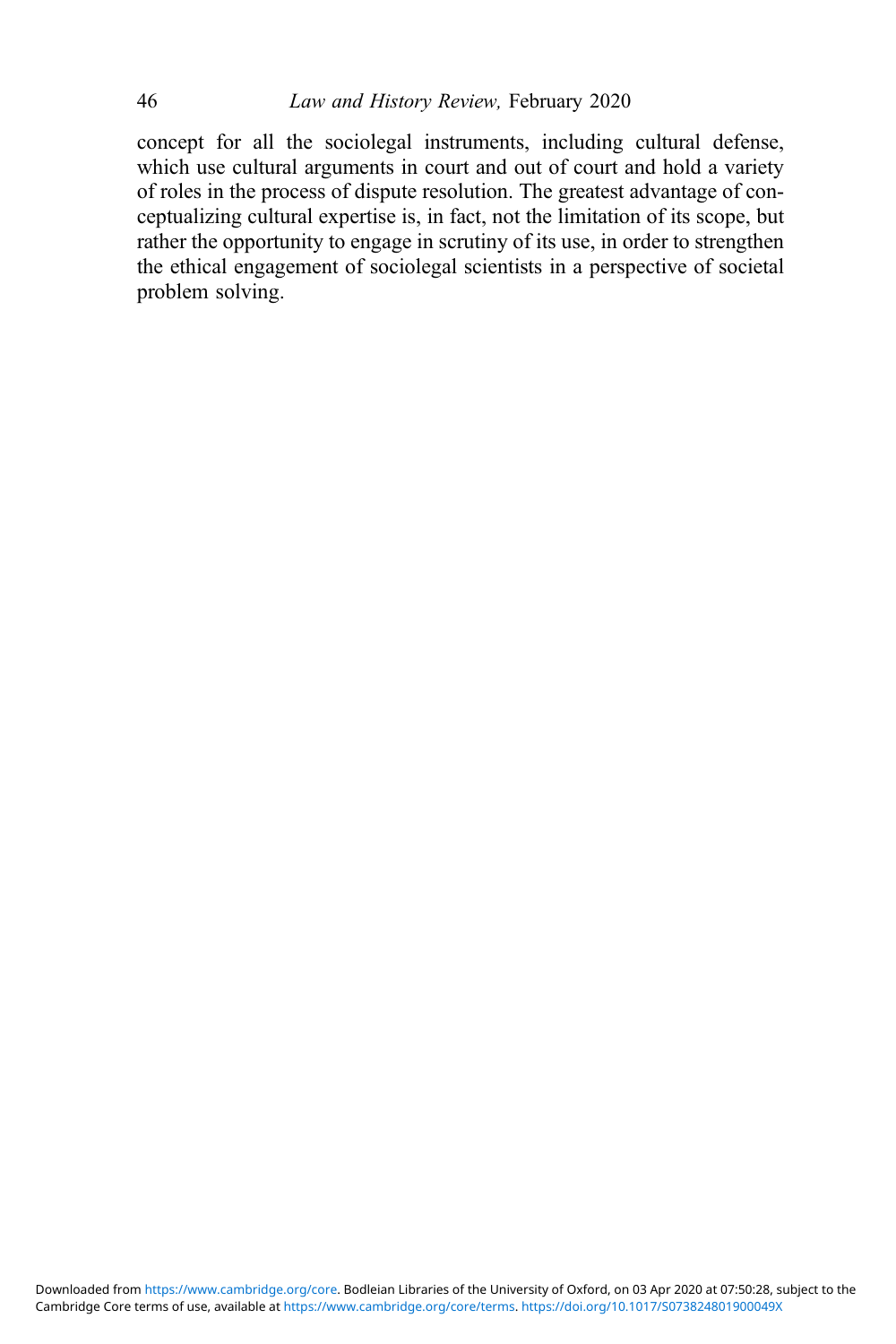concept for all the sociolegal instruments, including cultural defense, which use cultural arguments in court and out of court and hold a variety of roles in the process of dispute resolution. The greatest advantage of conceptualizing cultural expertise is, in fact, not the limitation of its scope, but rather the opportunity to engage in scrutiny of its use, in order to strengthen the ethical engagement of sociolegal scientists in a perspective of societal problem solving.